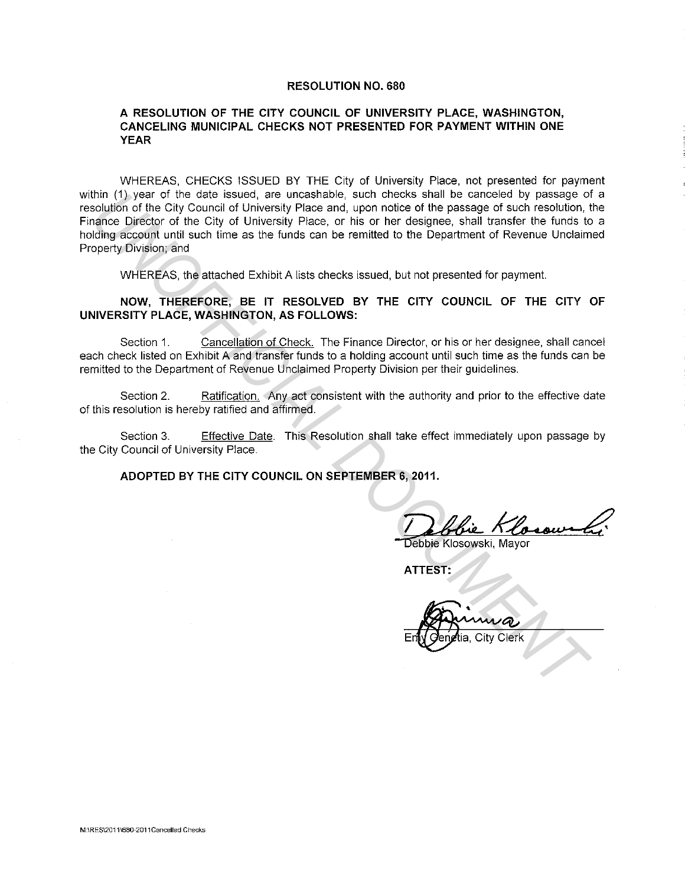# RESOLUTION NO. 680

## A RESOLUTION OF THE CITY COUNCIL OF UNIVERSITY PLACE, WASHINGTON, CANCELING MUNICIPAL CHECKS NOT PRESENTED FOR PAYMENT WITHIN ONE YEAR

WHEREAS, CHECKS ISSUED BY THE City of University Place, not presented for payment within (1) year of the date issued, are uncashable, such checks shall be canceled by passage of a resolution of the City Council of University Place and, upon notice of the passage of such resolution, the Finance Director of the City of University Place, or his or her designee, shall transfer the funds to a holding account until such time as the funds can be remitted to the Department of Revenue Unclaimed Property Division; and

WHEREAS, the attached Exhibit A lists checks issued, but not presented for payment.

**NOW, THEREFORE, BE IT RESOLVED BY THE CITY COUNCIL OF THE CITY OF UNIVERSITY PLACE, WASHINGTON, AS FOLLOWS:**

Section 1. Cancellation of Check. The Finance Director, or his or her designee, shall cancel each check listed on Exhibit A and transfer funds to a holding account until such time as the funds can be remitted to the Department of Revenue Unclaimed Property Division per their guidelines.

Section 2. Ratification. Any act consistent with the authority and prior to the effective date of this resolution is hereby ratified and affirmed.

Section 3. Effective Date. This Resolution shall take effect immediately upon passage by the City Council of University Place.

**ADOPTED BY THE CITY COUNCIL ON SEPTEMBER 6, 2011.**

Debbie Klosowski, Mayor

**ATTEST:**

Emy Genetia, City Clerk

M:\RES\2011\680-2011Cancelled Checks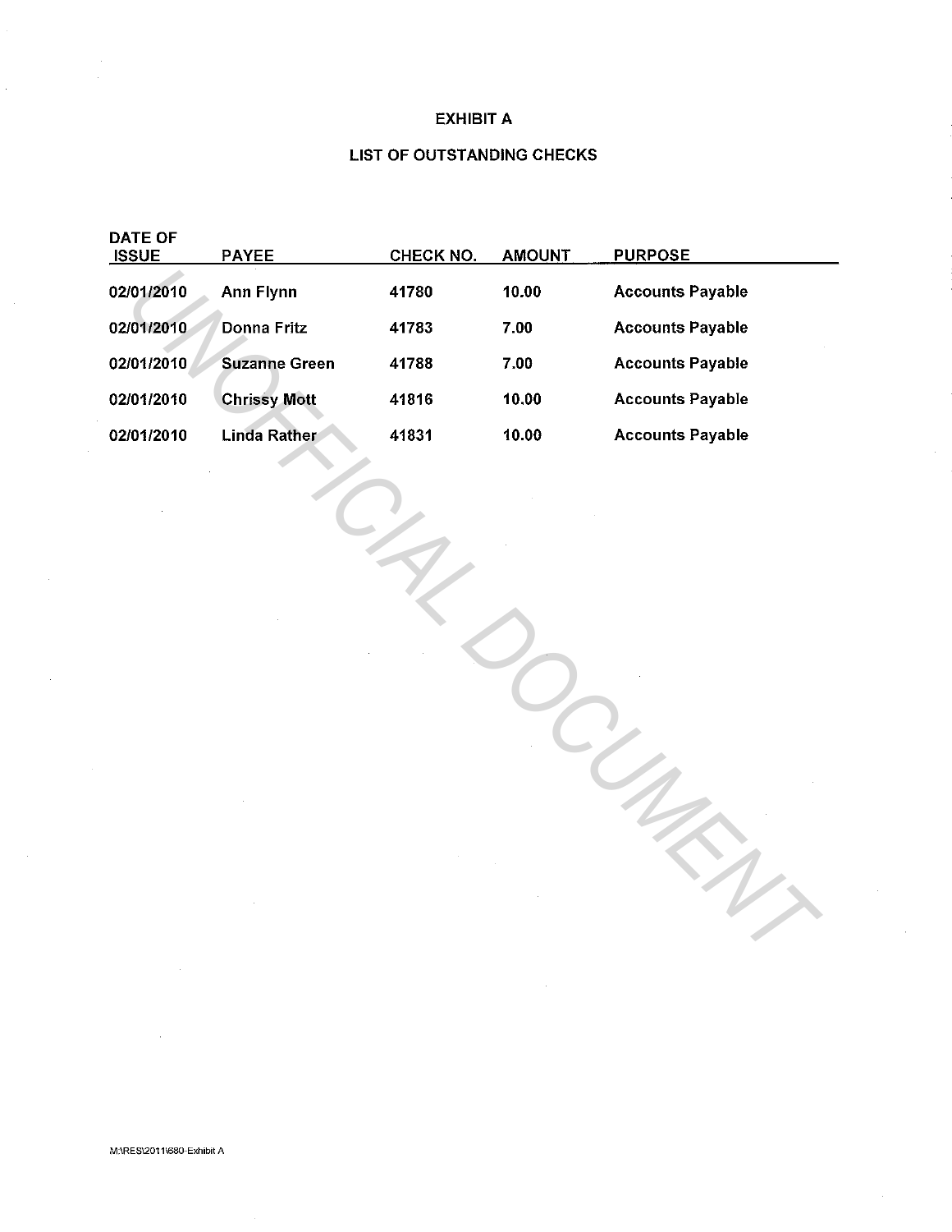# EXHIBIT A

## LIST OF OUTSTANDING CHECKS

| DATE OF ISSUE | PAYEE | CHECK NO. | AMOUNT | PURPOSE |
|---|---|---|---|---|
| 02/01/2010 | Ann Flynn | 41780 | 10.00 | Accounts Payable |
| 02/01/2010 | Donna Fritz | 41783 | 7.00 | Accounts Payable |
| 02/01/2010 | Suzanne Green | 41788 | 7.00 | Accounts Payable |
| 02/01/2010 | Chrissy Mott | 41816 | 10.00 | Accounts Payable |
| 02/01/2010 | Linda Rather | 41831 | 10.00 | Accounts Payable |

UNOFFICIAL DOCUMENT

M:\RES\2011\680-Exhibit A